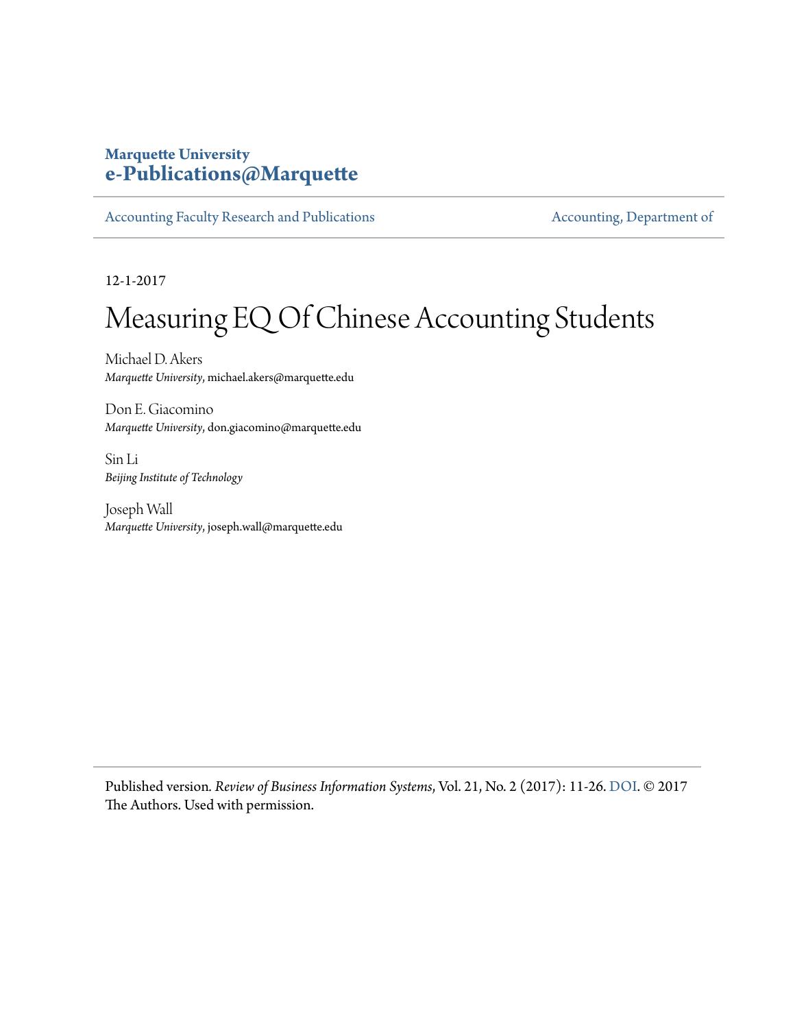**Marquette University**
**e-Publications@Marquette**

Accounting Faculty Research and Publications | Accounting, Department of

12-1-2017

# Measuring EQ Of Chinese Accounting Students

Michael D. Akers
*Marquette University*, michael.akers@marquette.edu

Don E. Giacomino
*Marquette University*, don.giacomino@marquette.edu

Sin Li
*Beijing Institute of Technology*

Joseph Wall
*Marquette University*, joseph.wall@marquette.edu

Published version. *Review of Business Information Systems*, Vol. 21, No. 2 (2017): 11-26. DOI. © 2017 The Authors. Used with permission.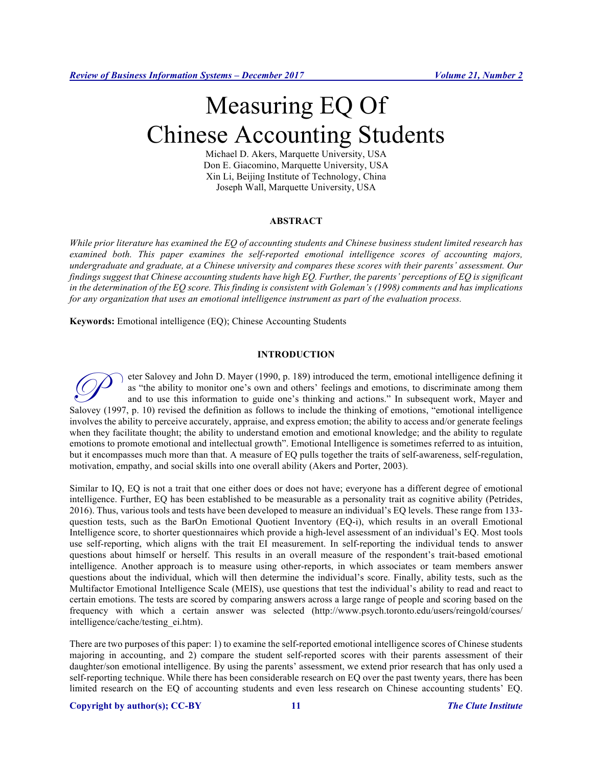# Measuring EQ Of Chinese Accounting Students

Michael D. Akers, Marquette University, USA
Don E. Giacomino, Marquette University, USA
Xin Li, Beijing Institute of Technology, China
Joseph Wall, Marquette University, USA

## ABSTRACT

*While prior literature has examined the EQ of accounting students and Chinese business student limited research has examined both. This paper examines the self-reported emotional intelligence scores of accounting majors, undergraduate and graduate, at a Chinese university and compares these scores with their parents' assessment. Our findings suggest that Chinese accounting students have high EQ. Further, the parents' perceptions of EQ is significant in the determination of the EQ score. This finding is consistent with Goleman's (1998) comments and has implications for any organization that uses an emotional intelligence instrument as part of the evaluation process.*

**Keywords:** Emotional intelligence (EQ); Chinese Accounting Students

## INTRODUCTION

Peter Salovey and John D. Mayer (1990, p. 189) introduced the term, emotional intelligence defining it as "the ability to monitor one's own and others' feelings and emotions, to discriminate among them and to use this information to guide one's thinking and actions." In subsequent work, Mayer and Salovey (1997, p. 10) revised the definition as follows to include the thinking of emotions, "emotional intelligence involves the ability to perceive accurately, appraise, and express emotion; the ability to access and/or generate feelings when they facilitate thought; the ability to understand emotion and emotional knowledge; and the ability to regulate emotions to promote emotional and intellectual growth". Emotional Intelligence is sometimes referred to as intuition, but it encompasses much more than that. A measure of EQ pulls together the traits of self-awareness, self-regulation, motivation, empathy, and social skills into one overall ability (Akers and Porter, 2003).

Similar to IQ, EQ is not a trait that one either does or does not have; everyone has a different degree of emotional intelligence. Further, EQ has been established to be measurable as a personality trait as cognitive ability (Petrides, 2016). Thus, various tools and tests have been developed to measure an individual's EQ levels. These range from 133-question tests, such as the BarOn Emotional Quotient Inventory (EQ-i), which results in an overall Emotional Intelligence score, to shorter questionnaires which provide a high-level assessment of an individual's EQ. Most tools use self-reporting, which aligns with the trait EI measurement. In self-reporting the individual tends to answer questions about himself or herself. This results in an overall measure of the respondent's trait-based emotional intelligence. Another approach is to measure using other-reports, in which associates or team members answer questions about the individual, which will then determine the individual's score. Finally, ability tests, such as the Multifactor Emotional Intelligence Scale (MEIS), use questions that test the individual's ability to read and react to certain emotions. The tests are scored by comparing answers across a large range of people and scoring based on the frequency with which a certain answer was selected (http://www.psych.toronto.edu/users/reingold/courses/intelligence/cache/testing_ei.htm).

There are two purposes of this paper: 1) to examine the self-reported emotional intelligence scores of Chinese students majoring in accounting, and 2) compare the student self-reported scores with their parents assessment of their daughter/son emotional intelligence. By using the parents' assessment, we extend prior research that has only used a self-reporting technique. While there has been considerable research on EQ over the past twenty years, there has been limited research on the EQ of accounting students and even less research on Chinese accounting students' EQ.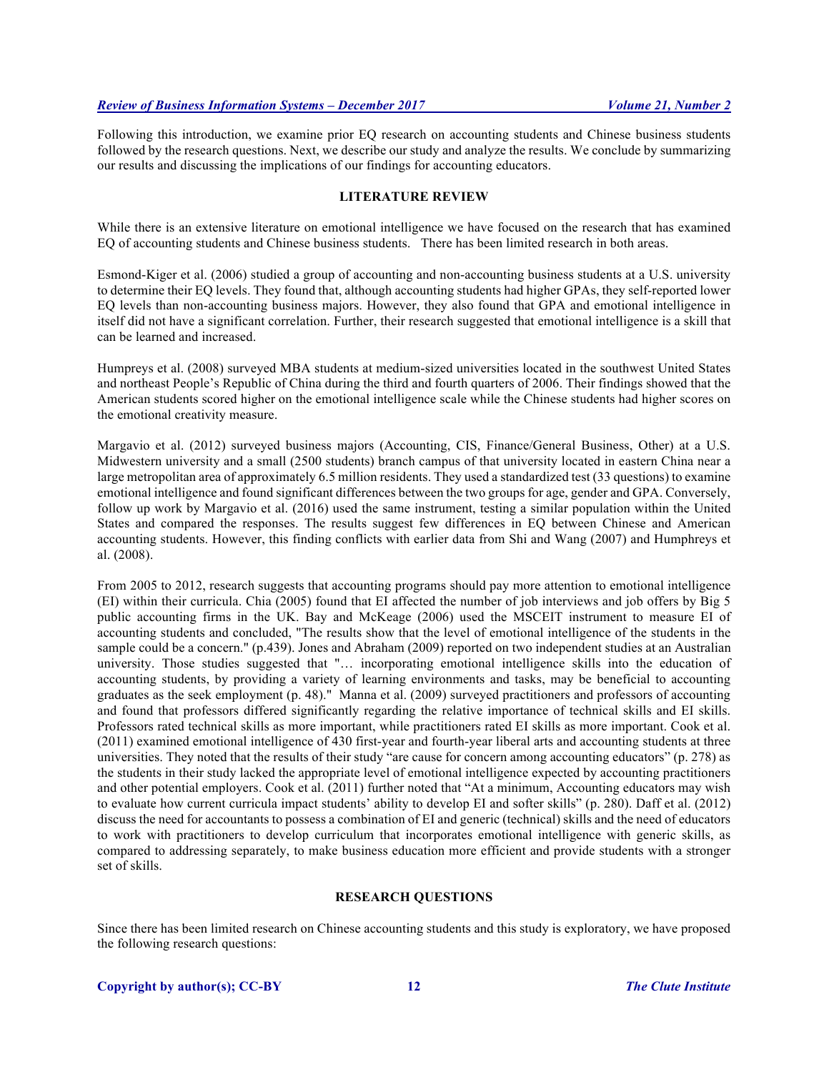Following this introduction, we examine prior EQ research on accounting students and Chinese business students followed by the research questions. Next, we describe our study and analyze the results. We conclude by summarizing our results and discussing the implications of our findings for accounting educators.

## LITERATURE REVIEW

While there is an extensive literature on emotional intelligence we have focused on the research that has examined EQ of accounting students and Chinese business students. There has been limited research in both areas.

Esmond-Kiger et al. (2006) studied a group of accounting and non-accounting business students at a U.S. university to determine their EQ levels. They found that, although accounting students had higher GPAs, they self-reported lower EQ levels than non-accounting business majors. However, they also found that GPA and emotional intelligence in itself did not have a significant correlation. Further, their research suggested that emotional intelligence is a skill that can be learned and increased.

Humpreys et al. (2008) surveyed MBA students at medium-sized universities located in the southwest United States and northeast People's Republic of China during the third and fourth quarters of 2006. Their findings showed that the American students scored higher on the emotional intelligence scale while the Chinese students had higher scores on the emotional creativity measure.

Margavio et al. (2012) surveyed business majors (Accounting, CIS, Finance/General Business, Other) at a U.S. Midwestern university and a small (2500 students) branch campus of that university located in eastern China near a large metropolitan area of approximately 6.5 million residents. They used a standardized test (33 questions) to examine emotional intelligence and found significant differences between the two groups for age, gender and GPA. Conversely, follow up work by Margavio et al. (2016) used the same instrument, testing a similar population within the United States and compared the responses. The results suggest few differences in EQ between Chinese and American accounting students. However, this finding conflicts with earlier data from Shi and Wang (2007) and Humphreys et al. (2008).

From 2005 to 2012, research suggests that accounting programs should pay more attention to emotional intelligence (EI) within their curricula. Chia (2005) found that EI affected the number of job interviews and job offers by Big 5 public accounting firms in the UK. Bay and McKeage (2006) used the MSCEIT instrument to measure EI of accounting students and concluded, "The results show that the level of emotional intelligence of the students in the sample could be a concern." (p.439). Jones and Abraham (2009) reported on two independent studies at an Australian university. Those studies suggested that "… incorporating emotional intelligence skills into the education of accounting students, by providing a variety of learning environments and tasks, may be beneficial to accounting graduates as the seek employment (p. 48)." Manna et al. (2009) surveyed practitioners and professors of accounting and found that professors differed significantly regarding the relative importance of technical skills and EI skills. Professors rated technical skills as more important, while practitioners rated EI skills as more important. Cook et al. (2011) examined emotional intelligence of 430 first-year and fourth-year liberal arts and accounting students at three universities. They noted that the results of their study "are cause for concern among accounting educators" (p. 278) as the students in their study lacked the appropriate level of emotional intelligence expected by accounting practitioners and other potential employers. Cook et al. (2011) further noted that "At a minimum, Accounting educators may wish to evaluate how current curricula impact students' ability to develop EI and softer skills" (p. 280). Daff et al. (2012) discuss the need for accountants to possess a combination of EI and generic (technical) skills and the need of educators to work with practitioners to develop curriculum that incorporates emotional intelligence with generic skills, as compared to addressing separately, to make business education more efficient and provide students with a stronger set of skills.

## RESEARCH QUESTIONS

Since there has been limited research on Chinese accounting students and this study is exploratory, we have proposed the following research questions: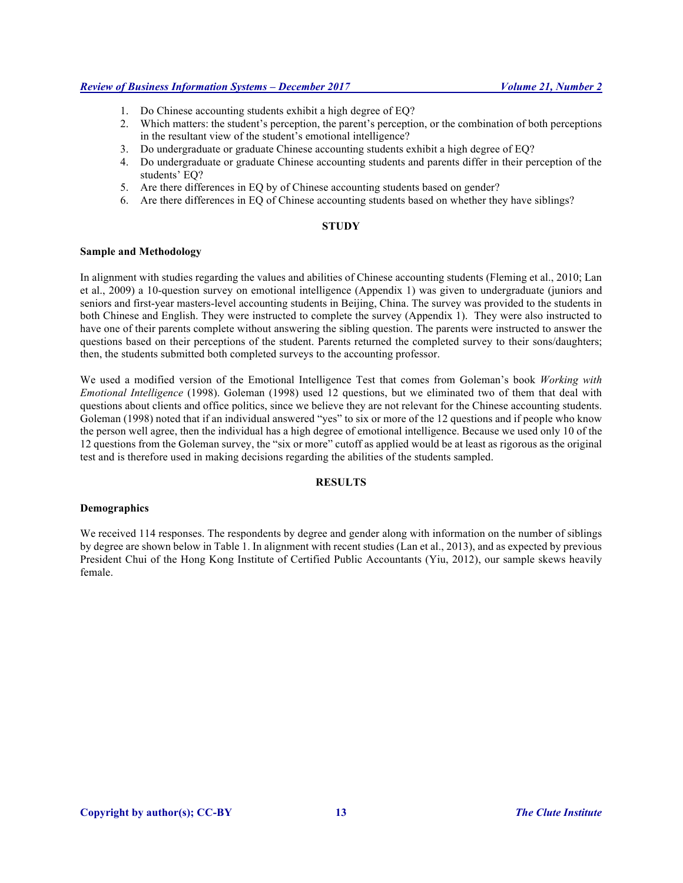1. Do Chinese accounting students exhibit a high degree of EQ?
2. Which matters: the student's perception, the parent's perception, or the combination of both perceptions in the resultant view of the student's emotional intelligence?
3. Do undergraduate or graduate Chinese accounting students exhibit a high degree of EQ?
4. Do undergraduate or graduate Chinese accounting students and parents differ in their perception of the students' EQ?
5. Are there differences in EQ by of Chinese accounting students based on gender?
6. Are there differences in EQ of Chinese accounting students based on whether they have siblings?

## STUDY

### Sample and Methodology

In alignment with studies regarding the values and abilities of Chinese accounting students (Fleming et al., 2010; Lan et al., 2009) a 10-question survey on emotional intelligence (Appendix 1) was given to undergraduate (juniors and seniors and first-year masters-level accounting students in Beijing, China. The survey was provided to the students in both Chinese and English. They were instructed to complete the survey (Appendix 1). They were also instructed to have one of their parents complete without answering the sibling question. The parents were instructed to answer the questions based on their perceptions of the student. Parents returned the completed survey to their sons/daughters; then, the students submitted both completed surveys to the accounting professor.

We used a modified version of the Emotional Intelligence Test that comes from Goleman's book *Working with Emotional Intelligence* (1998). Goleman (1998) used 12 questions, but we eliminated two of them that deal with questions about clients and office politics, since we believe they are not relevant for the Chinese accounting students. Goleman (1998) noted that if an individual answered "yes" to six or more of the 12 questions and if people who know the person well agree, then the individual has a high degree of emotional intelligence. Because we used only 10 of the 12 questions from the Goleman survey, the "six or more" cutoff as applied would be at least as rigorous as the original test and is therefore used in making decisions regarding the abilities of the students sampled.

## RESULTS

### Demographics

We received 114 responses. The respondents by degree and gender along with information on the number of siblings by degree are shown below in Table 1. In alignment with recent studies (Lan et al., 2013), and as expected by previous President Chui of the Hong Kong Institute of Certified Public Accountants (Yiu, 2012), our sample skews heavily female.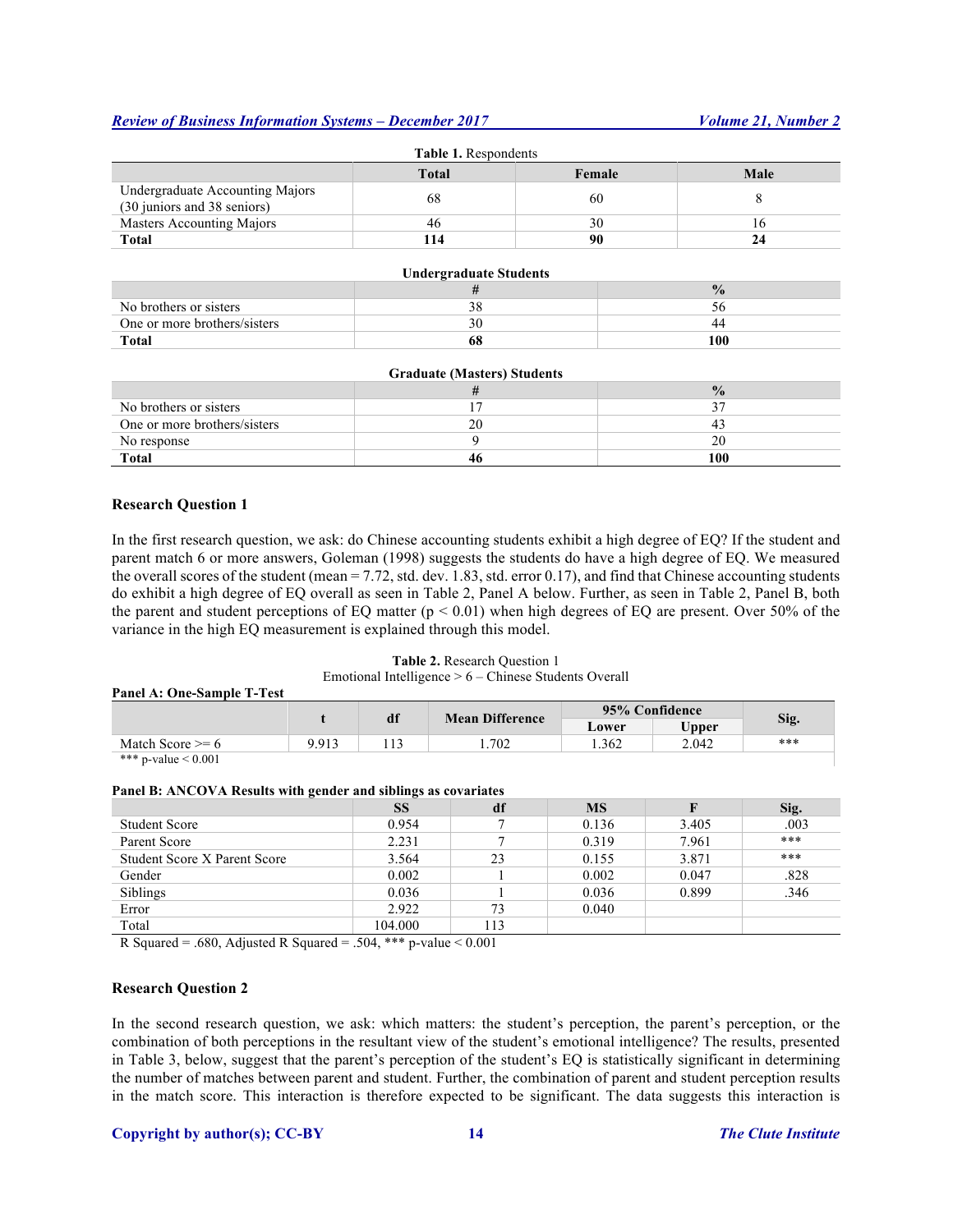**Table 1.** Respondents

| | Total | Female | Male |
|---|---|---|---|
| Undergraduate Accounting Majors (30 juniors and 38 seniors) | 68 | 60 | 8 |
| Masters Accounting Majors | 46 | 30 | 16 |
| **Total** | **114** | **90** | **24** |

**Undergraduate Students**

| | # | % |
|---|---|---|
| No brothers or sisters | 38 | 56 |
| One or more brothers/sisters | 30 | 44 |
| **Total** | **68** | **100** |

**Graduate (Masters) Students**

| | # | % |
|---|---|---|
| No brothers or sisters | 17 | 37 |
| One or more brothers/sisters | 20 | 43 |
| No response | 9 | 20 |
| **Total** | **46** | **100** |

### Research Question 1

In the first research question, we ask: do Chinese accounting students exhibit a high degree of EQ? If the student and parent match 6 or more answers, Goleman (1998) suggests the students do have a high degree of EQ. We measured the overall scores of the student (mean = 7.72, std. dev. 1.83, std. error 0.17), and find that Chinese accounting students do exhibit a high degree of EQ overall as seen in Table 2, Panel A below. Further, as seen in Table 2, Panel B, both the parent and student perceptions of EQ matter ($p < 0.01$) when high degrees of EQ are present. Over 50% of the variance in the high EQ measurement is explained through this model.

**Table 2.** Research Question 1
Emotional Intelligence > 6 – Chinese Students Overall

**Panel A: One-Sample T-Test**

| | t | df | Mean Difference | 95% Confidence | | Sig. |
|---|---|---|---|---|---|---|
| | | | | Lower | Upper | |
| Match Score >= 6 | 9.913 | 113 | 1.702 | 1.362 | 2.042 | *** |

*** p-value < 0.001

**Panel B: ANCOVA Results with gender and siblings as covariates**

| | SS | df | MS | F | Sig. |
|---|---|---|---|---|---|
| Student Score | 0.954 | 7 | 0.136 | 3.405 | .003 |
| Parent Score | 2.231 | 7 | 0.319 | 7.961 | *** |
| Student Score X Parent Score | 3.564 | 23 | 0.155 | 3.871 | *** |
| Gender | 0.002 | 1 | 0.002 | 0.047 | .828 |
| Siblings | 0.036 | 1 | 0.036 | 0.899 | .346 |
| Error | 2.922 | 73 | 0.040 | | |
| Total | 104.000 | 113 | | | |

R Squared = .680, Adjusted R Squared = .504, *** p-value < 0.001

### Research Question 2

In the second research question, we ask: which matters: the student's perception, the parent's perception, or the combination of both perceptions in the resultant view of the student's emotional intelligence? The results, presented in Table 3, below, suggest that the parent's perception of the student's EQ is statistically significant in determining the number of matches between parent and student. Further, the combination of parent and student perception results in the match score. This interaction is therefore expected to be significant. The data suggests this interaction is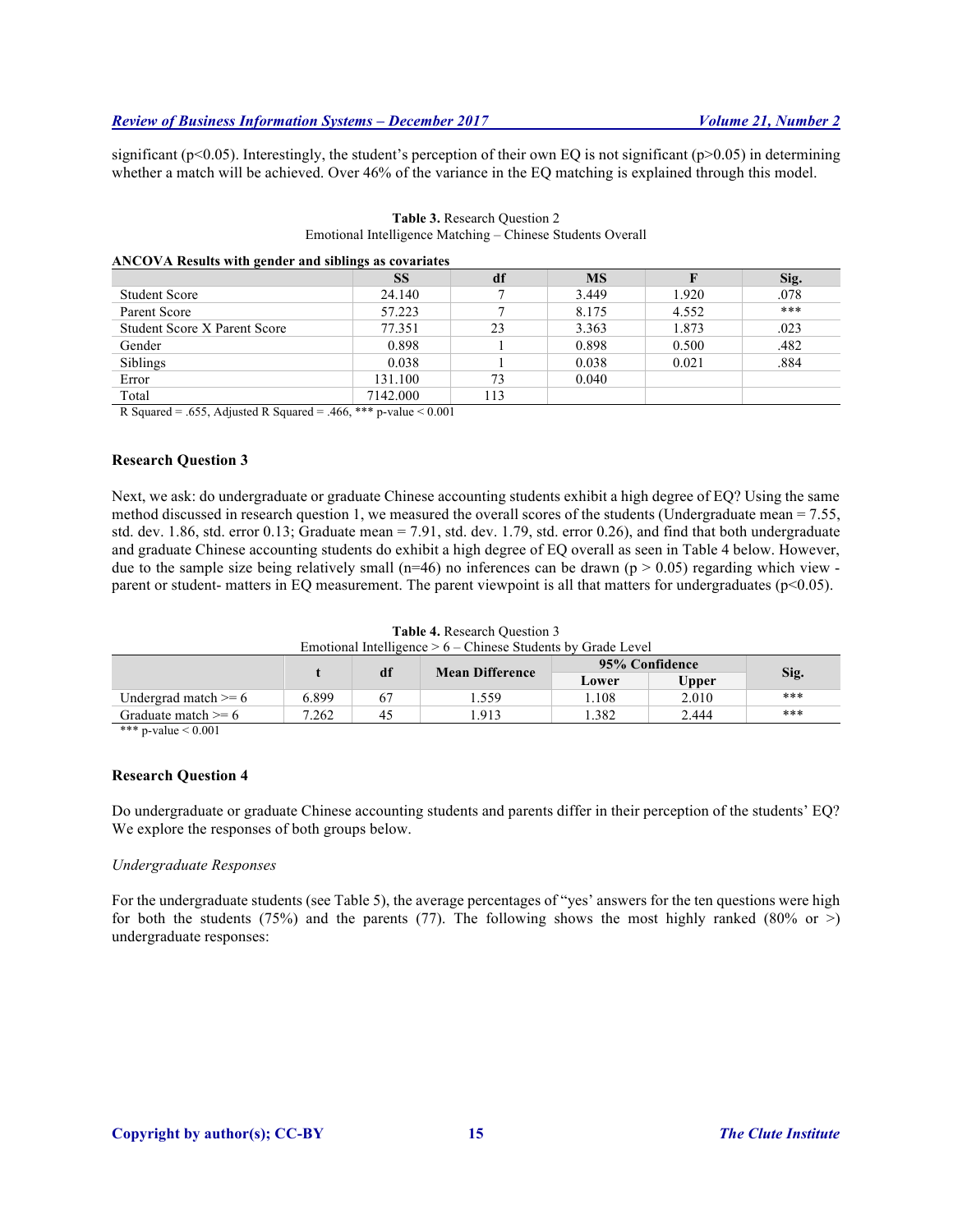significant ($p<0.05$). Interestingly, the student's perception of their own EQ is not significant ($p>0.05$) in determining whether a match will be achieved. Over 46% of the variance in the EQ matching is explained through this model.

**Table 3.** Research Question 2
Emotional Intelligence Matching – Chinese Students Overall

**ANCOVA Results with gender and siblings as covariates**

| | SS | df | MS | F | Sig. |
|---|---|---|---|---|---|
| Student Score | 24.140 | 7 | 3.449 | 1.920 | .078 |
| Parent Score | 57.223 | 7 | 8.175 | 4.552 | *** |
| Student Score X Parent Score | 77.351 | 23 | 3.363 | 1.873 | .023 |
| Gender | 0.898 | 1 | 0.898 | 0.500 | .482 |
| Siblings | 0.038 | 1 | 0.038 | 0.021 | .884 |
| Error | 131.100 | 73 | 0.040 | | |
| Total | 7142.000 | 113 | | | |

R Squared = .655, Adjusted R Squared = .466, *** p-value < 0.001

### Research Question 3

Next, we ask: do undergraduate or graduate Chinese accounting students exhibit a high degree of EQ? Using the same method discussed in research question 1, we measured the overall scores of the students (Undergraduate mean = 7.55, std. dev. 1.86, std. error 0.13; Graduate mean = 7.91, std. dev. 1.79, std. error 0.26), and find that both undergraduate and graduate Chinese accounting students do exhibit a high degree of EQ overall as seen in Table 4 below. However, due to the sample size being relatively small (n=46) no inferences can be drawn ($p > 0.05$) regarding which view - parent or student- matters in EQ measurement. The parent viewpoint is all that matters for undergraduates ($p<0.05$).

**Table 4.** Research Question 3
Emotional Intelligence > 6 – Chinese Students by Grade Level

| | t | df | Mean Difference | 95% Confidence | | Sig. |
|---|---|---|---|---|---|---|
| | | | | Lower | Upper | |
| Undergrad match >= 6 | 6.899 | 67 | 1.559 | 1.108 | 2.010 | *** |
| Graduate match >= 6 | 7.262 | 45 | 1.913 | 1.382 | 2.444 | *** |

*** p-value < 0.001

### Research Question 4

Do undergraduate or graduate Chinese accounting students and parents differ in their perception of the students' EQ? We explore the responses of both groups below.

*Undergraduate Responses*

For the undergraduate students (see Table 5), the average percentages of "yes' answers for the ten questions were high for both the students (75%) and the parents (77). The following shows the most highly ranked (80% or >) undergraduate responses: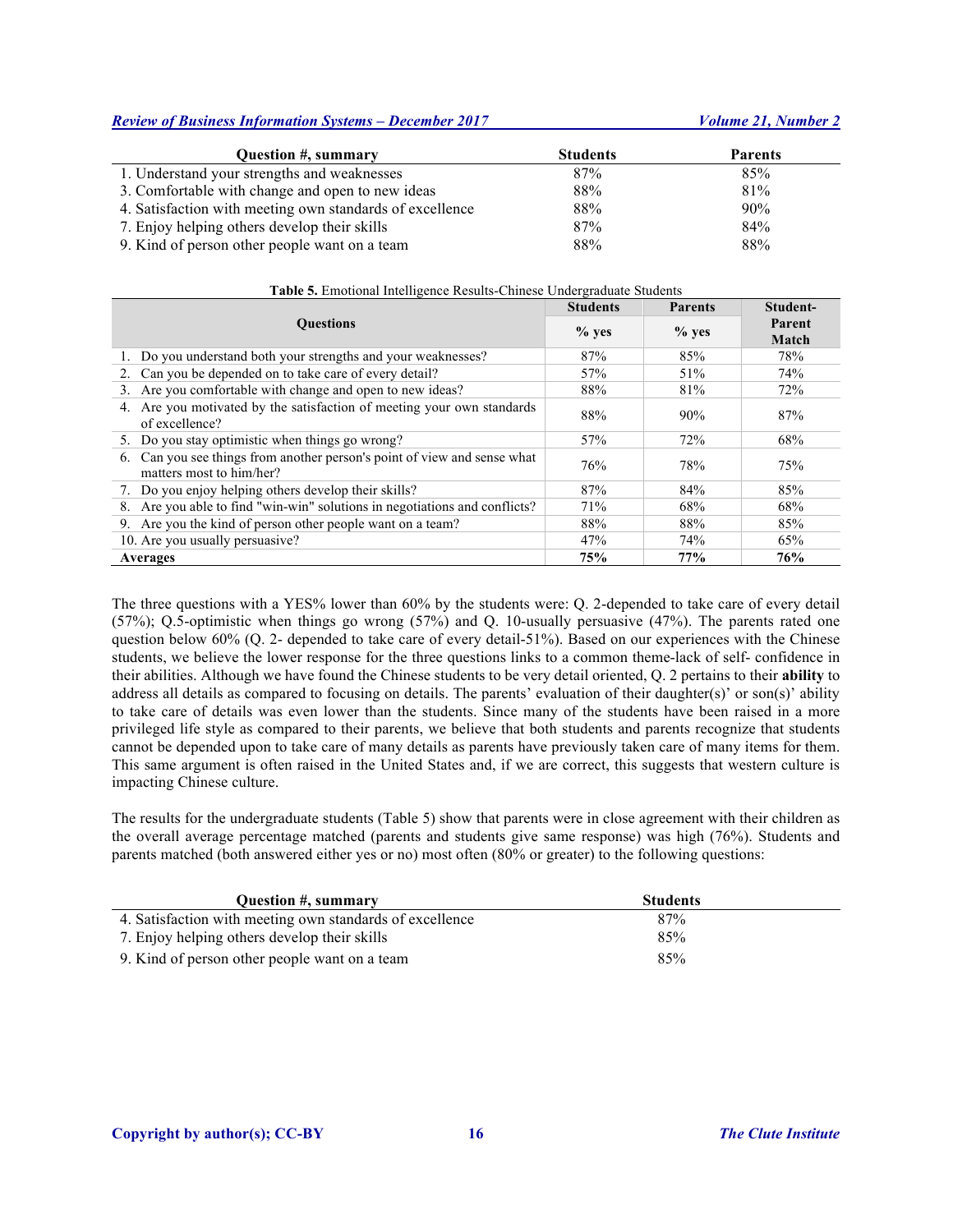| Question #, summary | Students | Parents |
|---|---|---|
| 1. Understand your strengths and weaknesses | 87% | 85% |
| 3. Comfortable with change and open to new ideas | 88% | 81% |
| 4. Satisfaction with meeting own standards of excellence | 88% | 90% |
| 7. Enjoy helping others develop their skills | 87% | 84% |
| 9. Kind of person other people want on a team | 88% | 88% |

**Table 5.** Emotional Intelligence Results-Chinese Undergraduate Students

| Questions | Students | Parents | Student-Parent Match |
|---|---|---|---|
| | % yes | % yes | |
| 1. Do you understand both your strengths and your weaknesses? | 87% | 85% | 78% |
| 2. Can you be depended on to take care of every detail? | 57% | 51% | 74% |
| 3. Are you comfortable with change and open to new ideas? | 88% | 81% | 72% |
| 4. Are you motivated by the satisfaction of meeting your own standards of excellence? | 88% | 90% | 87% |
| 5. Do you stay optimistic when things go wrong? | 57% | 72% | 68% |
| 6. Can you see things from another person's point of view and sense what matters most to him/her? | 76% | 78% | 75% |
| 7. Do you enjoy helping others develop their skills? | 87% | 84% | 85% |
| 8. Are you able to find "win-win" solutions in negotiations and conflicts? | 71% | 68% | 68% |
| 9. Are you the kind of person other people want on a team? | 88% | 88% | 85% |
| 10. Are you usually persuasive? | 47% | 74% | 65% |
| **Averages** | **75%** | **77%** | **76%** |

The three questions with a YES% lower than 60% by the students were: Q. 2-depended to take care of every detail (57%); Q.5-optimistic when things go wrong (57%) and Q. 10-usually persuasive (47%). The parents rated one question below 60% (Q. 2- depended to take care of every detail-51%). Based on our experiences with the Chinese students, we believe the lower response for the three questions links to a common theme-lack of self- confidence in their abilities. Although we have found the Chinese students to be very detail oriented, Q. 2 pertains to their **ability** to address all details as compared to focusing on details. The parents' evaluation of their daughter(s)' or son(s)' ability to take care of details was even lower than the students. Since many of the students have been raised in a more privileged life style as compared to their parents, we believe that both students and parents recognize that students cannot be depended upon to take care of many details as parents have previously taken care of many items for them. This same argument is often raised in the United States and, if we are correct, this suggests that western culture is impacting Chinese culture.

The results for the undergraduate students (Table 5) show that parents were in close agreement with their children as the overall average percentage matched (parents and students give same response) was high (76%). Students and parents matched (both answered either yes or no) most often (80% or greater) to the following questions:

| Question #, summary | Students |
|---|---|
| 4. Satisfaction with meeting own standards of excellence | 87% |
| 7. Enjoy helping others develop their skills | 85% |
| 9. Kind of person other people want on a team | 85% |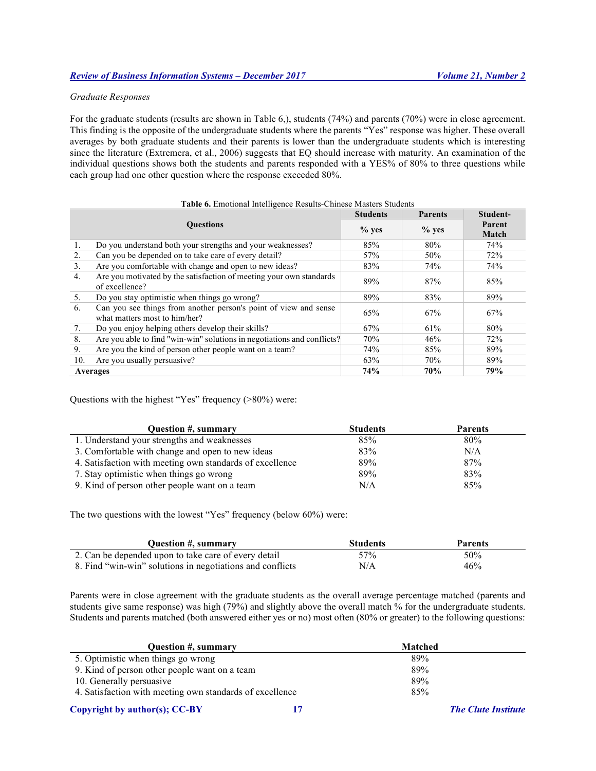*Graduate Responses*

For the graduate students (results are shown in Table 6,), students (74%) and parents (70%) were in close agreement. This finding is the opposite of the undergraduate students where the parents "Yes" response was higher. These overall averages by both graduate students and their parents is lower than the undergraduate students which is interesting since the literature (Extremera, et al., 2006) suggests that EQ should increase with maturity. An examination of the individual questions shows both the students and parents responded with a YES% of 80% to three questions while each group had one other question where the response exceeded 80%.

**Table 6.** Emotional Intelligence Results-Chinese Masters Students

| Questions | Students % yes | Parents % yes | Student-Parent Match |
|---|---|---|---|
| 1. Do you understand both your strengths and your weaknesses? | 85% | 80% | 74% |
| 2. Can you be depended on to take care of every detail? | 57% | 50% | 72% |
| 3. Are you comfortable with change and open to new ideas? | 83% | 74% | 74% |
| 4. Are you motivated by the satisfaction of meeting your own standards of excellence? | 89% | 87% | 85% |
| 5. Do you stay optimistic when things go wrong? | 89% | 83% | 89% |
| 6. Can you see things from another person's point of view and sense what matters most to him/her? | 65% | 67% | 67% |
| 7. Do you enjoy helping others develop their skills? | 67% | 61% | 80% |
| 8. Are you able to find "win-win" solutions in negotiations and conflicts? | 70% | 46% | 72% |
| 9. Are you the kind of person other people want on a team? | 74% | 85% | 89% |
| 10. Are you usually persuasive? | 63% | 70% | 89% |
| **Averages** | **74%** | **70%** | **79%** |

Questions with the highest "Yes" frequency (>80%) were:

| Question #, summary | Students | Parents |
|---|---|---|
| 1. Understand your strengths and weaknesses | 85% | 80% |
| 3. Comfortable with change and open to new ideas | 83% | N/A |
| 4. Satisfaction with meeting own standards of excellence | 89% | 87% |
| 7. Stay optimistic when things go wrong | 89% | 83% |
| 9. Kind of person other people want on a team | N/A | 85% |

The two questions with the lowest "Yes" frequency (below 60%) were:

| Question #, summary | Students | Parents |
|---|---|---|
| 2. Can be depended upon to take care of every detail | 57% | 50% |
| 8. Find "win-win" solutions in negotiations and conflicts | N/A | 46% |

Parents were in close agreement with the graduate students as the overall average percentage matched (parents and students give same response) was high (79%) and slightly above the overall match % for the undergraduate students. Students and parents matched (both answered either yes or no) most often (80% or greater) to the following questions:

| Question #, summary | Matched |
|---|---|
| 5. Optimistic when things go wrong | 89% |
| 9. Kind of person other people want on a team | 89% |
| 10. Generally persuasive | 89% |
| 4. Satisfaction with meeting own standards of excellence | 85% |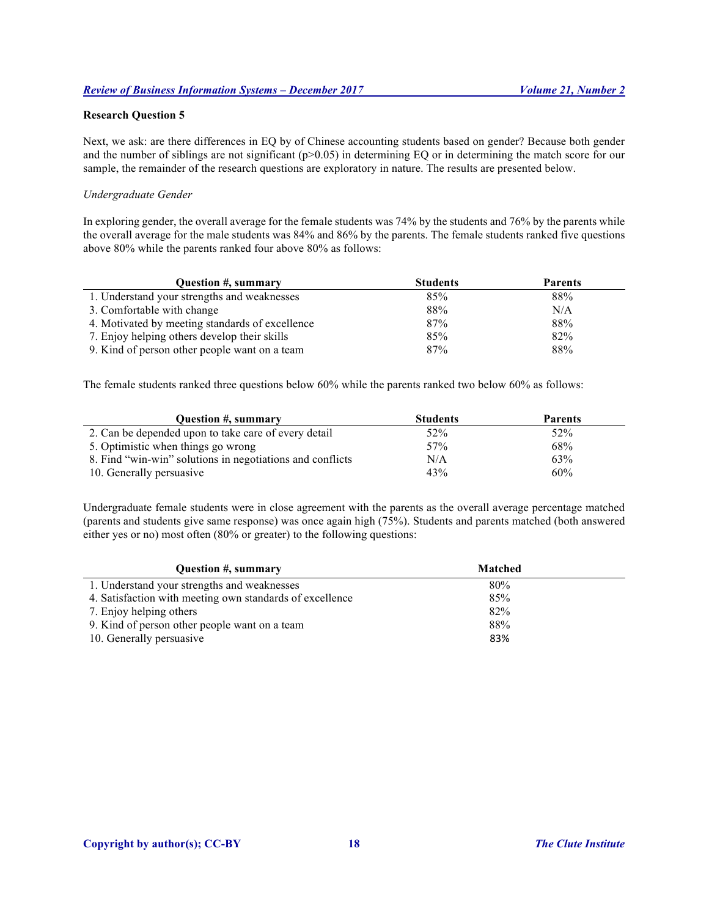**Research Question 5**

Next, we ask: are there differences in EQ by of Chinese accounting students based on gender? Because both gender and the number of siblings are not significant ($p>0.05$) in determining EQ or in determining the match score for our sample, the remainder of the research questions are exploratory in nature. The results are presented below.

*Undergraduate Gender*

In exploring gender, the overall average for the female students was 74% by the students and 76% by the parents while the overall average for the male students was 84% and 86% by the parents. The female students ranked five questions above 80% while the parents ranked four above 80% as follows:

| Question #, summary | Students | Parents |
|---|---|---|
| 1. Understand your strengths and weaknesses | 85% | 88% |
| 3. Comfortable with change | 88% | N/A |
| 4. Motivated by meeting standards of excellence | 87% | 88% |
| 7. Enjoy helping others develop their skills | 85% | 82% |
| 9. Kind of person other people want on a team | 87% | 88% |

The female students ranked three questions below 60% while the parents ranked two below 60% as follows:

| Question #, summary | Students | Parents |
|---|---|---|
| 2. Can be depended upon to take care of every detail | 52% | 52% |
| 5. Optimistic when things go wrong | 57% | 68% |
| 8. Find "win-win" solutions in negotiations and conflicts | N/A | 63% |
| 10. Generally persuasive | 43% | 60% |

Undergraduate female students were in close agreement with the parents as the overall average percentage matched (parents and students give same response) was once again high (75%). Students and parents matched (both answered either yes or no) most often (80% or greater) to the following questions:

| Question #, summary | Matched |
|---|---|
| 1. Understand your strengths and weaknesses | 80% |
| 4. Satisfaction with meeting own standards of excellence | 85% |
| 7. Enjoy helping others | 82% |
| 9. Kind of person other people want on a team | 88% |
| 10. Generally persuasive | 83% |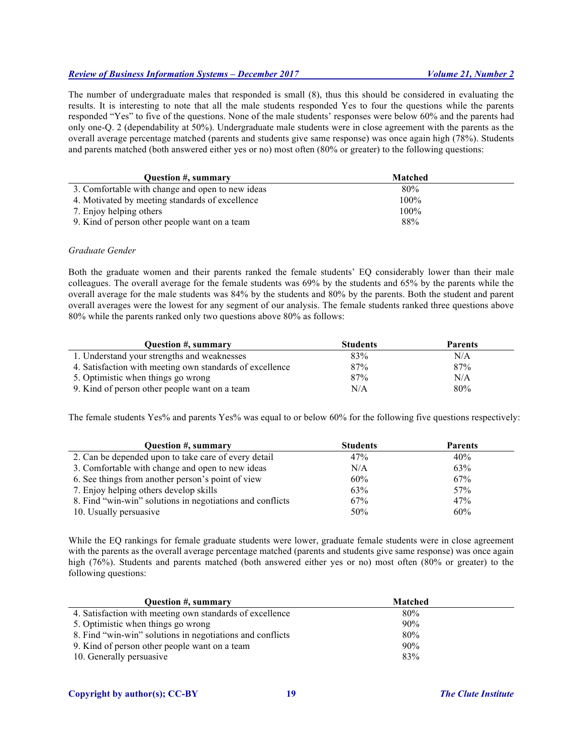The number of undergraduate males that responded is small (8), thus this should be considered in evaluating the results. It is interesting to note that all the male students responded Yes to four the questions while the parents responded "Yes" to five of the questions. None of the male students' responses were below 60% and the parents had only one-Q. 2 (dependability at 50%). Undergraduate male students were in close agreement with the parents as the overall average percentage matched (parents and students give same response) was once again high (78%). Students and parents matched (both answered either yes or no) most often (80% or greater) to the following questions:

| Question #, summary | Matched |
|---|---|
| 3. Comfortable with change and open to new ideas | 80% |
| 4. Motivated by meeting standards of excellence | 100% |
| 7. Enjoy helping others | 100% |
| 9. Kind of person other people want on a team | 88% |

*Graduate Gender*

Both the graduate women and their parents ranked the female students' EQ considerably lower than their male colleagues. The overall average for the female students was 69% by the students and 65% by the parents while the overall average for the male students was 84% by the students and 80% by the parents. Both the student and parent overall averages were the lowest for any segment of our analysis. The female students ranked three questions above 80% while the parents ranked only two questions above 80% as follows:

| Question #, summary | Students | Parents |
|---|---|---|
| 1. Understand your strengths and weaknesses | 83% | N/A |
| 4. Satisfaction with meeting own standards of excellence | 87% | 87% |
| 5. Optimistic when things go wrong | 87% | N/A |
| 9. Kind of person other people want on a team | N/A | 80% |

The female students Yes% and parents Yes% was equal to or below 60% for the following five questions respectively:

| Question #, summary | Students | Parents |
|---|---|---|
| 2. Can be depended upon to take care of every detail | 47% | 40% |
| 3. Comfortable with change and open to new ideas | N/A | 63% |
| 6. See things from another person's point of view | 60% | 67% |
| 7. Enjoy helping others develop skills | 63% | 57% |
| 8. Find "win-win" solutions in negotiations and conflicts | 67% | 47% |
| 10. Usually persuasive | 50% | 60% |

While the EQ rankings for female graduate students were lower, graduate female students were in close agreement with the parents as the overall average percentage matched (parents and students give same response) was once again high (76%). Students and parents matched (both answered either yes or no) most often (80% or greater) to the following questions:

| Question #, summary | Matched |
|---|---|
| 4. Satisfaction with meeting own standards of excellence | 80% |
| 5. Optimistic when things go wrong | 90% |
| 8. Find "win-win" solutions in negotiations and conflicts | 80% |
| 9. Kind of person other people want on a team | 90% |
| 10. Generally persuasive | 83% |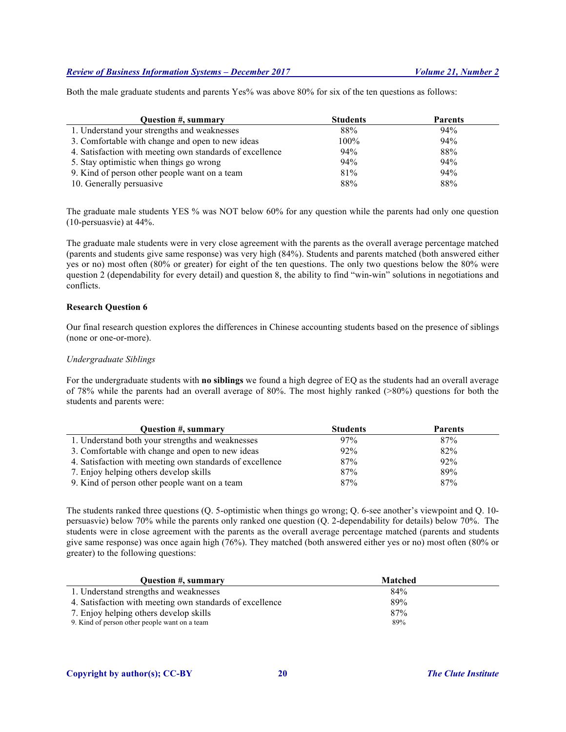Both the male graduate students and parents Yes% was above 80% for six of the ten questions as follows:

| Question #, summary | Students | Parents |
|---|---|---|
| 1. Understand your strengths and weaknesses | 88% | 94% |
| 3. Comfortable with change and open to new ideas | 100% | 94% |
| 4. Satisfaction with meeting own standards of excellence | 94% | 88% |
| 5. Stay optimistic when things go wrong | 94% | 94% |
| 9. Kind of person other people want on a team | 81% | 94% |
| 10. Generally persuasive | 88% | 88% |

The graduate male students YES % was NOT below 60% for any question while the parents had only one question (10-persuasvie) at 44%.

The graduate male students were in very close agreement with the parents as the overall average percentage matched (parents and students give same response) was very high (84%). Students and parents matched (both answered either yes or no) most often (80% or greater) for eight of the ten questions. The only two questions below the 80% were question 2 (dependability for every detail) and question 8, the ability to find "win-win" solutions in negotiations and conflicts.

**Research Question 6**

Our final research question explores the differences in Chinese accounting students based on the presence of siblings (none or one-or-more).

*Undergraduate Siblings*

For the undergraduate students with **no siblings** we found a high degree of EQ as the students had an overall average of 78% while the parents had an overall average of 80%. The most highly ranked (>80%) questions for both the students and parents were:

| Question #, summary | Students | Parents |
|---|---|---|
| 1. Understand both your strengths and weaknesses | 97% | 87% |
| 3. Comfortable with change and open to new ideas | 92% | 82% |
| 4. Satisfaction with meeting own standards of excellence | 87% | 92% |
| 7. Enjoy helping others develop skills | 87% | 89% |
| 9. Kind of person other people want on a team | 87% | 87% |

The students ranked three questions (Q. 5-optimistic when things go wrong; Q. 6-see another's viewpoint and Q. 10-persuasvie) below 70% while the parents only ranked one question (Q. 2-dependability for details) below 70%. The students were in close agreement with the parents as the overall average percentage matched (parents and students give same response) was once again high (76%). They matched (both answered either yes or no) most often (80% or greater) to the following questions:

| Question #, summary | Matched |
|---|---|
| 1. Understand strengths and weaknesses | 84% |
| 4. Satisfaction with meeting own standards of excellence | 89% |
| 7. Enjoy helping others develop skills | 87% |
| 9. Kind of person other people want on a team | 89% |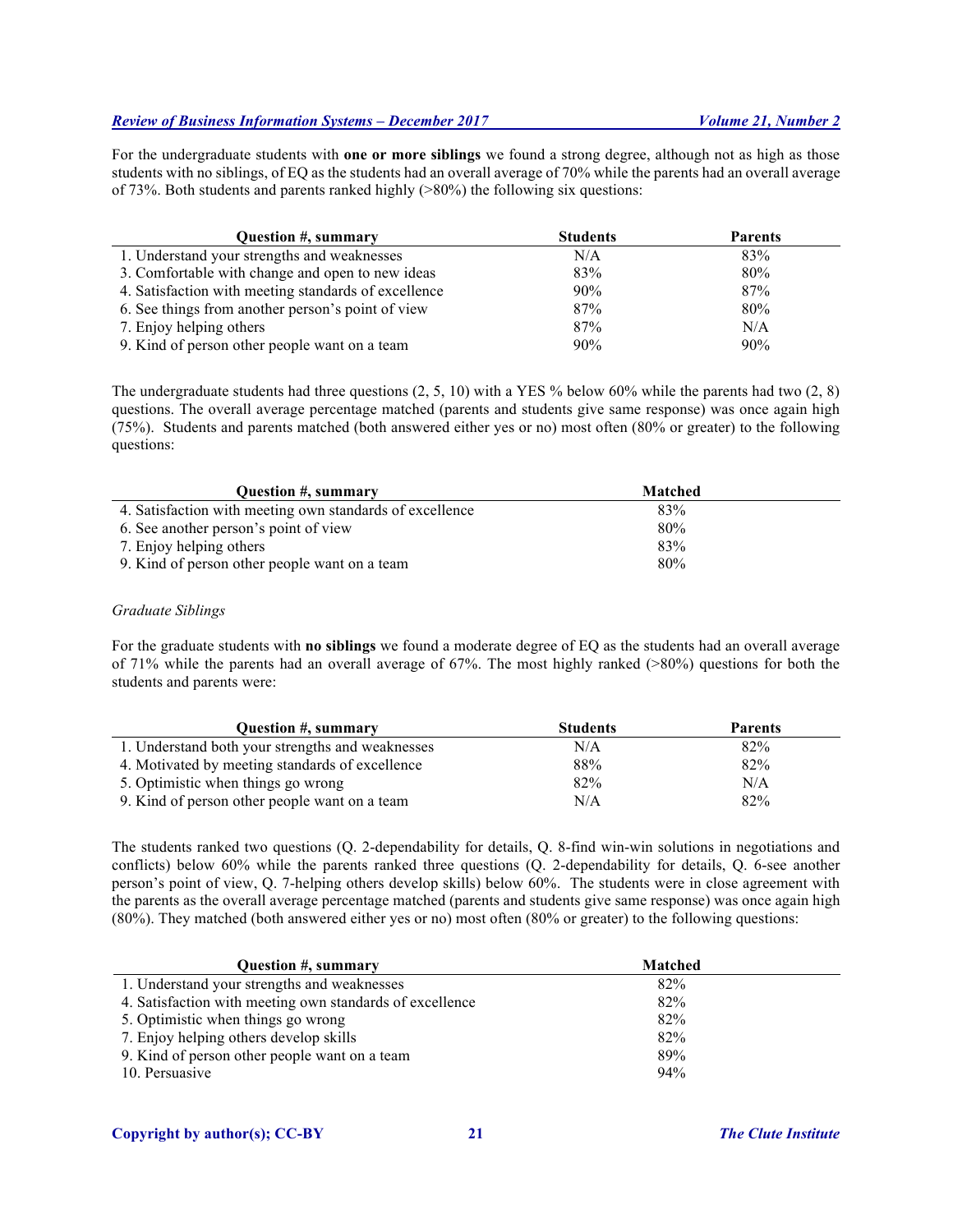For the undergraduate students with **one or more siblings** we found a strong degree, although not as high as those students with no siblings, of EQ as the students had an overall average of 70% while the parents had an overall average of 73%. Both students and parents ranked highly (>80%) the following six questions:

| Question #, summary | Students | Parents |
|---|---|---|
| 1. Understand your strengths and weaknesses | N/A | 83% |
| 3. Comfortable with change and open to new ideas | 83% | 80% |
| 4. Satisfaction with meeting standards of excellence | 90% | 87% |
| 6. See things from another person's point of view | 87% | 80% |
| 7. Enjoy helping others | 87% | N/A |
| 9. Kind of person other people want on a team | 90% | 90% |

The undergraduate students had three questions (2, 5, 10) with a YES % below 60% while the parents had two (2, 8) questions. The overall average percentage matched (parents and students give same response) was once again high (75%). Students and parents matched (both answered either yes or no) most often (80% or greater) to the following questions:

| Question #, summary | Matched |
|---|---|
| 4. Satisfaction with meeting own standards of excellence | 83% |
| 6. See another person's point of view | 80% |
| 7. Enjoy helping others | 83% |
| 9. Kind of person other people want on a team | 80% |

*Graduate Siblings*

For the graduate students with **no siblings** we found a moderate degree of EQ as the students had an overall average of 71% while the parents had an overall average of 67%. The most highly ranked (>80%) questions for both the students and parents were:

| Question #, summary | Students | Parents |
|---|---|---|
| 1. Understand both your strengths and weaknesses | N/A | 82% |
| 4. Motivated by meeting standards of excellence | 88% | 82% |
| 5. Optimistic when things go wrong | 82% | N/A |
| 9. Kind of person other people want on a team | N/A | 82% |

The students ranked two questions (Q. 2-dependability for details, Q. 8-find win-win solutions in negotiations and conflicts) below 60% while the parents ranked three questions (Q. 2-dependability for details, Q. 6-see another person's point of view, Q. 7-helping others develop skills) below 60%. The students were in close agreement with the parents as the overall average percentage matched (parents and students give same response) was once again high (80%). They matched (both answered either yes or no) most often (80% or greater) to the following questions:

| Question #, summary | Matched |
|---|---|
| 1. Understand your strengths and weaknesses | 82% |
| 4. Satisfaction with meeting own standards of excellence | 82% |
| 5. Optimistic when things go wrong | 82% |
| 7. Enjoy helping others develop skills | 82% |
| 9. Kind of person other people want on a team | 89% |
| 10. Persuasive | 94% |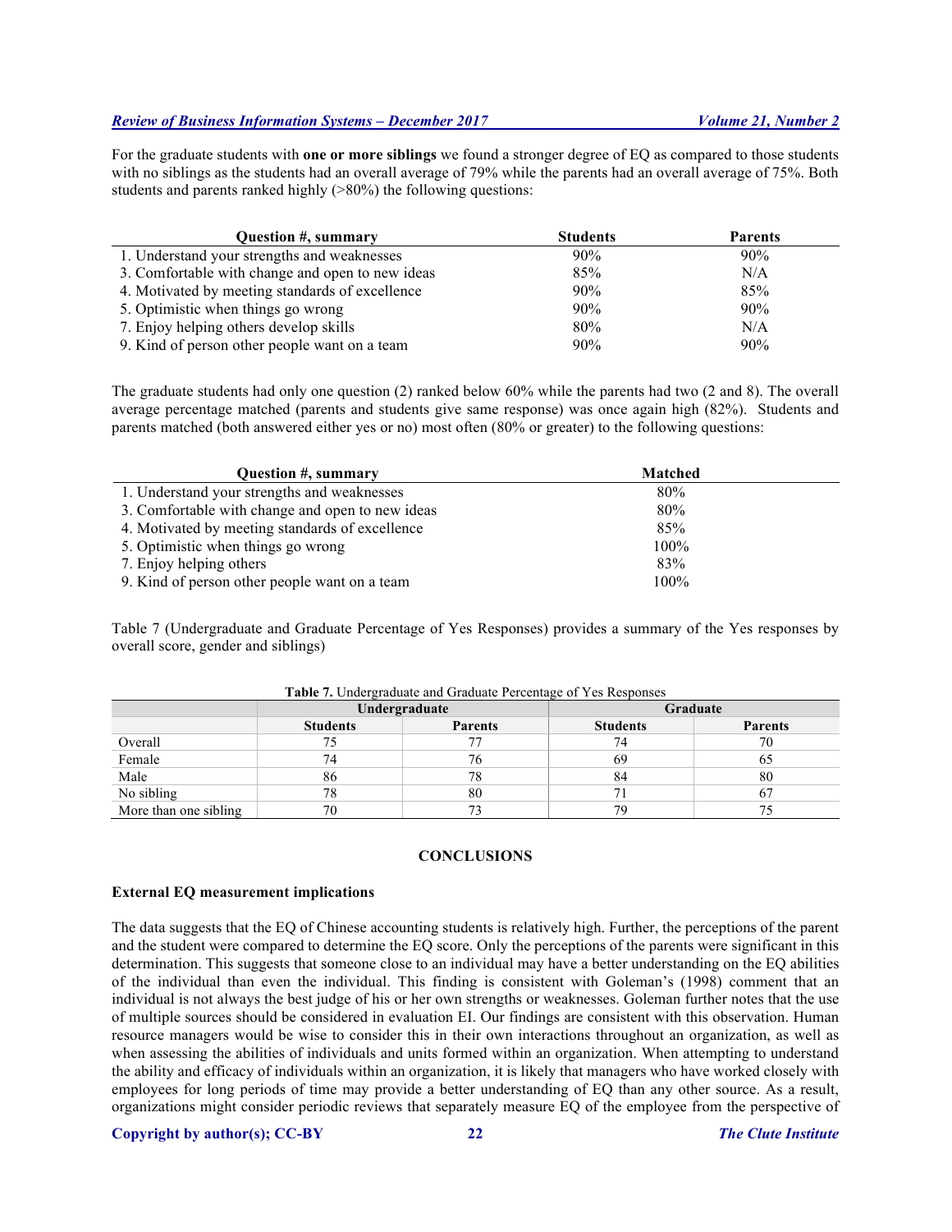For the graduate students with **one or more siblings** we found a stronger degree of EQ as compared to those students with no siblings as the students had an overall average of 79% while the parents had an overall average of 75%. Both students and parents ranked highly (>80%) the following questions:

| Question #, summary | Students | Parents |
|---|---|---|
| 1. Understand your strengths and weaknesses | 90% | 90% |
| 3. Comfortable with change and open to new ideas | 85% | N/A |
| 4. Motivated by meeting standards of excellence | 90% | 85% |
| 5. Optimistic when things go wrong | 90% | 90% |
| 7. Enjoy helping others develop skills | 80% | N/A |
| 9. Kind of person other people want on a team | 90% | 90% |

The graduate students had only one question (2) ranked below 60% while the parents had two (2 and 8). The overall average percentage matched (parents and students give same response) was once again high (82%). Students and parents matched (both answered either yes or no) most often (80% or greater) to the following questions:

| Question #, summary | Matched |
|---|---|
| 1. Understand your strengths and weaknesses | 80% |
| 3. Comfortable with change and open to new ideas | 80% |
| 4. Motivated by meeting standards of excellence | 85% |
| 5. Optimistic when things go wrong | 100% |
| 7. Enjoy helping others | 83% |
| 9. Kind of person other people want on a team | 100% |

Table 7 (Undergraduate and Graduate Percentage of Yes Responses) provides a summary of the Yes responses by overall score, gender and siblings)

**Table 7.** Undergraduate and Graduate Percentage of Yes Responses

| | Undergraduate | | Graduate | |
|---|---|---|---|---|
| | **Students** | **Parents** | **Students** | **Parents** |
| Overall | 75 | 77 | 74 | 70 |
| Female | 74 | 76 | 69 | 65 |
| Male | 86 | 78 | 84 | 80 |
| No sibling | 78 | 80 | 71 | 67 |
| More than one sibling | 70 | 73 | 79 | 75 |

## CONCLUSIONS

### External EQ measurement implications

The data suggests that the EQ of Chinese accounting students is relatively high. Further, the perceptions of the parent and the student were compared to determine the EQ score. Only the perceptions of the parents were significant in this determination. This suggests that someone close to an individual may have a better understanding on the EQ abilities of the individual than even the individual. This finding is consistent with Goleman's (1998) comment that an individual is not always the best judge of his or her own strengths or weaknesses. Goleman further notes that the use of multiple sources should be considered in evaluation EI. Our findings are consistent with this observation. Human resource managers would be wise to consider this in their own interactions throughout an organization, as well as when assessing the abilities of individuals and units formed within an organization. When attempting to understand the ability and efficacy of individuals within an organization, it is likely that managers who have worked closely with employees for long periods of time may provide a better understanding of EQ than any other source. As a result, organizations might consider periodic reviews that separately measure EQ of the employee from the perspective of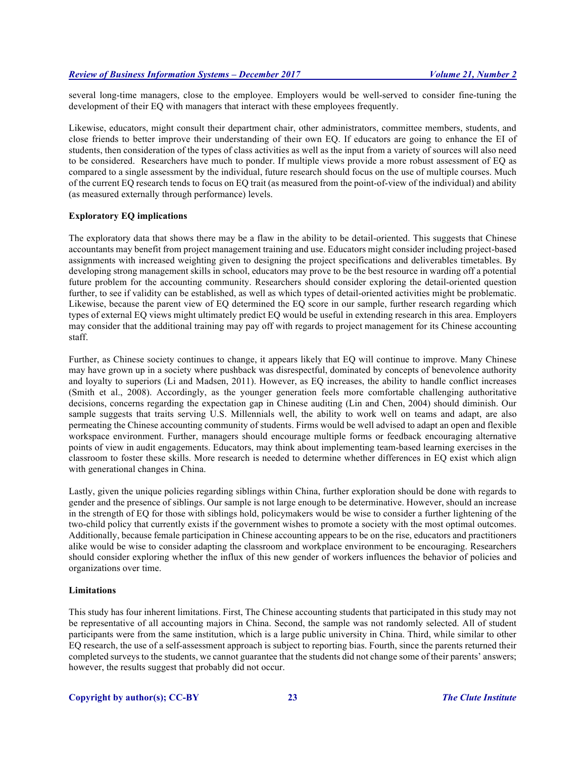several long-time managers, close to the employee. Employers would be well-served to consider fine-tuning the development of their EQ with managers that interact with these employees frequently.

Likewise, educators, might consult their department chair, other administrators, committee members, students, and close friends to better improve their understanding of their own EQ. If educators are going to enhance the EI of students, then consideration of the types of class activities as well as the input from a variety of sources will also need to be considered. Researchers have much to ponder. If multiple views provide a more robust assessment of EQ as compared to a single assessment by the individual, future research should focus on the use of multiple courses. Much of the current EQ research tends to focus on EQ trait (as measured from the point-of-view of the individual) and ability (as measured externally through performance) levels.

**Exploratory EQ implications**

The exploratory data that shows there may be a flaw in the ability to be detail-oriented. This suggests that Chinese accountants may benefit from project management training and use. Educators might consider including project-based assignments with increased weighting given to designing the project specifications and deliverables timetables. By developing strong management skills in school, educators may prove to be the best resource in warding off a potential future problem for the accounting community. Researchers should consider exploring the detail-oriented question further, to see if validity can be established, as well as which types of detail-oriented activities might be problematic. Likewise, because the parent view of EQ determined the EQ score in our sample, further research regarding which types of external EQ views might ultimately predict EQ would be useful in extending research in this area. Employers may consider that the additional training may pay off with regards to project management for its Chinese accounting staff.

Further, as Chinese society continues to change, it appears likely that EQ will continue to improve. Many Chinese may have grown up in a society where pushback was disrespectful, dominated by concepts of benevolence authority and loyalty to superiors (Li and Madsen, 2011). However, as EQ increases, the ability to handle conflict increases (Smith et al., 2008). Accordingly, as the younger generation feels more comfortable challenging authoritative decisions, concerns regarding the expectation gap in Chinese auditing (Lin and Chen, 2004) should diminish. Our sample suggests that traits serving U.S. Millennials well, the ability to work well on teams and adapt, are also permeating the Chinese accounting community of students. Firms would be well advised to adapt an open and flexible workspace environment. Further, managers should encourage multiple forms or feedback encouraging alternative points of view in audit engagements. Educators, may think about implementing team-based learning exercises in the classroom to foster these skills. More research is needed to determine whether differences in EQ exist which align with generational changes in China.

Lastly, given the unique policies regarding siblings within China, further exploration should be done with regards to gender and the presence of siblings. Our sample is not large enough to be determinative. However, should an increase in the strength of EQ for those with siblings hold, policymakers would be wise to consider a further lightening of the two-child policy that currently exists if the government wishes to promote a society with the most optimal outcomes. Additionally, because female participation in Chinese accounting appears to be on the rise, educators and practitioners alike would be wise to consider adapting the classroom and workplace environment to be encouraging. Researchers should consider exploring whether the influx of this new gender of workers influences the behavior of policies and organizations over time.

**Limitations**

This study has four inherent limitations. First, The Chinese accounting students that participated in this study may not be representative of all accounting majors in China. Second, the sample was not randomly selected. All of student participants were from the same institution, which is a large public university in China. Third, while similar to other EQ research, the use of a self-assessment approach is subject to reporting bias. Fourth, since the parents returned their completed surveys to the students, we cannot guarantee that the students did not change some of their parents' answers; however, the results suggest that probably did not occur.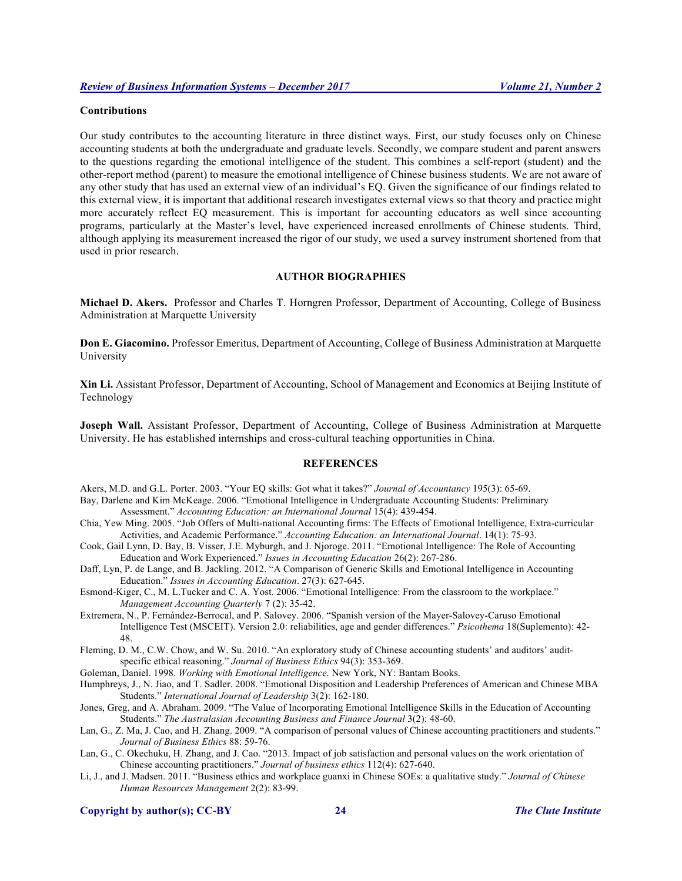**Contributions**

Our study contributes to the accounting literature in three distinct ways. First, our study focuses only on Chinese accounting students at both the undergraduate and graduate levels. Secondly, we compare student and parent answers to the questions regarding the emotional intelligence of the student. This combines a self-report (student) and the other-report method (parent) to measure the emotional intelligence of Chinese business students. We are not aware of any other study that has used an external view of an individual's EQ. Given the significance of our findings related to this external view, it is important that additional research investigates external views so that theory and practice might more accurately reflect EQ measurement. This is important for accounting educators as well since accounting programs, particularly at the Master's level, have experienced increased enrollments of Chinese students. Third, although applying its measurement increased the rigor of our study, we used a survey instrument shortened from that used in prior research.

## AUTHOR BIOGRAPHIES

**Michael D. Akers.** Professor and Charles T. Horngren Professor, Department of Accounting, College of Business Administration at Marquette University

**Don E. Giacomino.** Professor Emeritus, Department of Accounting, College of Business Administration at Marquette University

**Xin Li.** Assistant Professor, Department of Accounting, School of Management and Economics at Beijing Institute of Technology

**Joseph Wall.** Assistant Professor, Department of Accounting, College of Business Administration at Marquette University. He has established internships and cross-cultural teaching opportunities in China.

## REFERENCES

Akers, M.D. and G.L. Porter. 2003. "Your EQ skills: Got what it takes?" *Journal of Accountancy* 195(3): 65-69.

Bay, Darlene and Kim McKeage. 2006. "Emotional Intelligence in Undergraduate Accounting Students: Preliminary Assessment." *Accounting Education: an International Journal* 15(4): 439-454.

Chia, Yew Ming. 2005. "Job Offers of Multi-national Accounting firms: The Effects of Emotional Intelligence, Extra-curricular Activities, and Academic Performance." *Accounting Education: an International Journal*. 14(1): 75-93.

Cook, Gail Lynn, D. Bay, B. Visser, J.E. Myburgh, and J. Njoroge. 2011. "Emotional Intelligence: The Role of Accounting Education and Work Experienced." *Issues in Accounting Education* 26(2): 267-286.

Daff, Lyn, P. de Lange, and B. Jackling. 2012. "A Comparison of Generic Skills and Emotional Intelligence in Accounting Education." *Issues in Accounting Education*. 27(3): 627-645.

Esmond-Kiger, C., M. L.Tucker and C. A. Yost. 2006. "Emotional Intelligence: From the classroom to the workplace." *Management Accounting Quarterly* 7 (2): 35-42.

Extremera, N., P. Fernández-Berrocal, and P. Salovey. 2006. "Spanish version of the Mayer-Salovey-Caruso Emotional Intelligence Test (MSCEIT). Version 2.0: reliabilities, age and gender differences." *Psicothema* 18(Suplemento): 42-48.

Fleming, D. M., C.W. Chow, and W. Su. 2010. "An exploratory study of Chinese accounting students' and auditors' audit-specific ethical reasoning." *Journal of Business Ethics* 94(3): 353-369.

Goleman, Daniel. 1998. *Working with Emotional Intelligence.* New York, NY: Bantam Books.

Humphreys, J., N. Jiao, and T. Sadler. 2008. "Emotional Disposition and Leadership Preferences of American and Chinese MBA Students." *International Journal of Leadership* 3(2): 162-180.

Jones, Greg, and A. Abraham. 2009. "The Value of Incorporating Emotional Intelligence Skills in the Education of Accounting Students." *The Australasian Accounting Business and Finance Journal* 3(2): 48-60.

Lan, G., Z. Ma, J. Cao, and H. Zhang. 2009. "A comparison of personal values of Chinese accounting practitioners and students." *Journal of Business Ethics* 88: 59-76.

Lan, G., C. Okechuku, H. Zhang, and J. Cao. "2013. Impact of job satisfaction and personal values on the work orientation of Chinese accounting practitioners." *Journal of business ethics* 112(4): 627-640.

Li, J., and J. Madsen. 2011. "Business ethics and workplace guanxi in Chinese SOEs: a qualitative study." *Journal of Chinese Human Resources Management* 2(2): 83-99.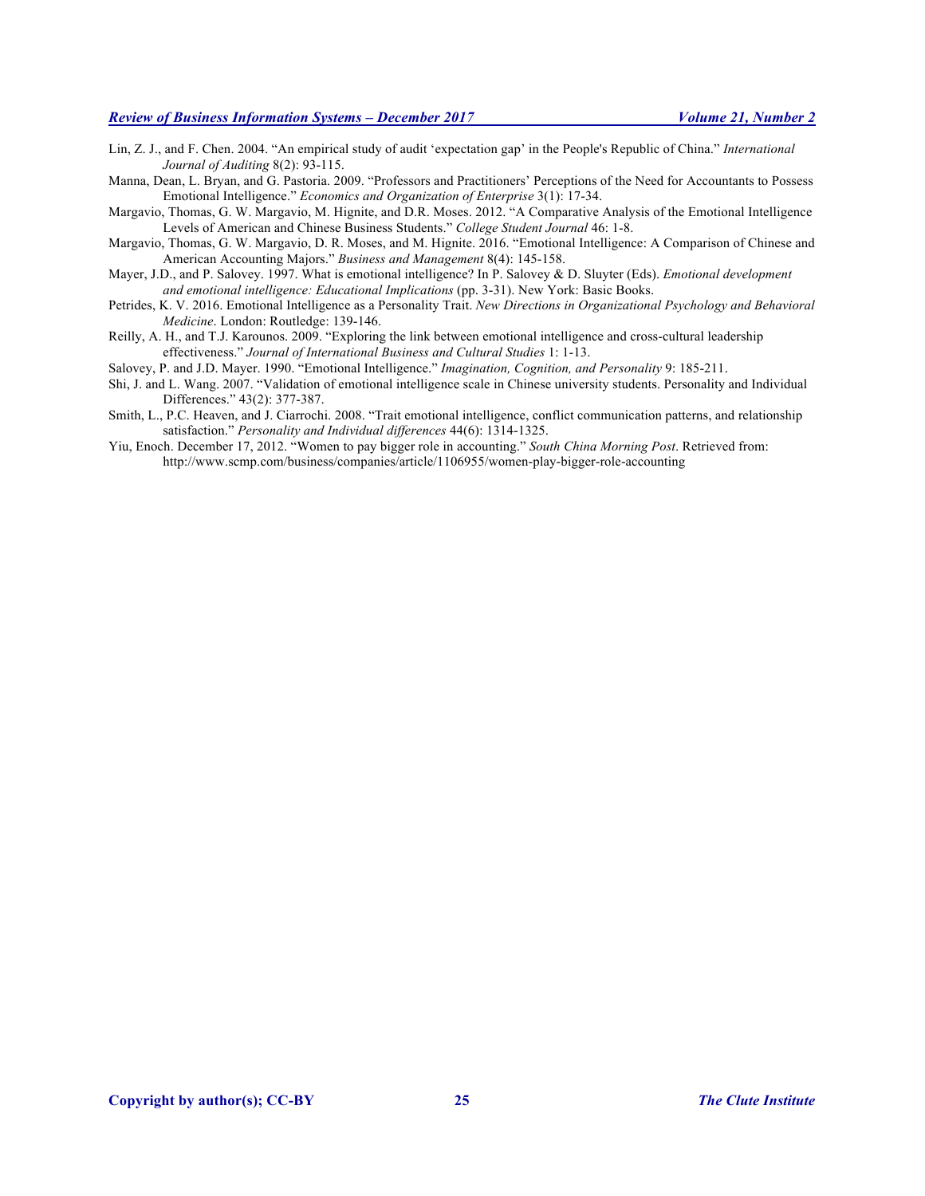Lin, Z. J., and F. Chen. 2004. "An empirical study of audit 'expectation gap' in the People's Republic of China." *International Journal of Auditing* 8(2): 93-115.

Manna, Dean, L. Bryan, and G. Pastoria. 2009. "Professors and Practitioners' Perceptions of the Need for Accountants to Possess Emotional Intelligence." *Economics and Organization of Enterprise* 3(1): 17-34.

Margavio, Thomas, G. W. Margavio, M. Hignite, and D.R. Moses. 2012. "A Comparative Analysis of the Emotional Intelligence Levels of American and Chinese Business Students." *College Student Journal* 46: 1-8.

Margavio, Thomas, G. W. Margavio, D. R. Moses, and M. Hignite. 2016. "Emotional Intelligence: A Comparison of Chinese and American Accounting Majors." *Business and Management* 8(4): 145-158.

Mayer, J.D., and P. Salovey. 1997. What is emotional intelligence? In P. Salovey & D. Sluyter (Eds). *Emotional development and emotional intelligence: Educational Implications* (pp. 3-31). New York: Basic Books.

Petrides, K. V. 2016. Emotional Intelligence as a Personality Trait. *New Directions in Organizational Psychology and Behavioral Medicine*. London: Routledge: 139-146.

Reilly, A. H., and T.J. Karounos. 2009. "Exploring the link between emotional intelligence and cross-cultural leadership effectiveness." *Journal of International Business and Cultural Studies* 1: 1-13.

Salovey, P. and J.D. Mayer. 1990. "Emotional Intelligence." *Imagination, Cognition, and Personality* 9: 185-211.

Shi, J. and L. Wang. 2007. "Validation of emotional intelligence scale in Chinese university students. Personality and Individual Differences." 43(2): 377-387.

Smith, L., P.C. Heaven, and J. Ciarrochi. 2008. "Trait emotional intelligence, conflict communication patterns, and relationship satisfaction." *Personality and Individual differences* 44(6): 1314-1325.

Yiu, Enoch. December 17, 2012. "Women to pay bigger role in accounting." *South China Morning Post*. Retrieved from: http://www.scmp.com/business/companies/article/1106955/women-play-bigger-role-accounting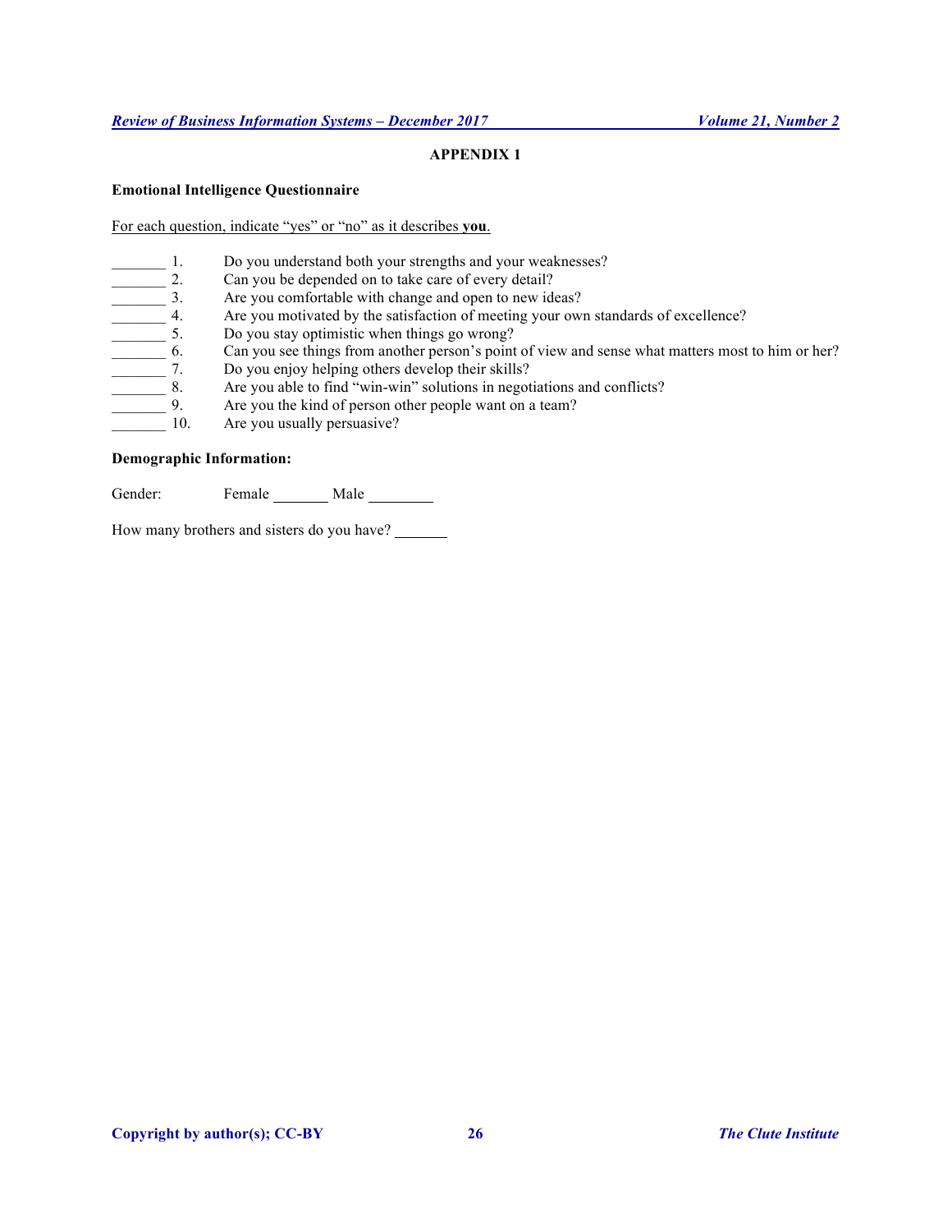## APPENDIX 1

### Emotional Intelligence Questionnaire

For each question, indicate "yes" or "no" as it describes **you**.

_______ 1. Do you understand both your strengths and your weaknesses?
_______ 2. Can you be depended on to take care of every detail?
_______ 3. Are you comfortable with change and open to new ideas?
_______ 4. Are you motivated by the satisfaction of meeting your own standards of excellence?
_______ 5. Do you stay optimistic when things go wrong?
_______ 6. Can you see things from another person's point of view and sense what matters most to him or her?
_______ 7. Do you enjoy helping others develop their skills?
_______ 8. Are you able to find "win-win" solutions in negotiations and conflicts?
_______ 9. Are you the kind of person other people want on a team?
_______ 10. Are you usually persuasive?

### Demographic Information:

Gender: Female _______ Male ________

How many brothers and sisters do you have? _______